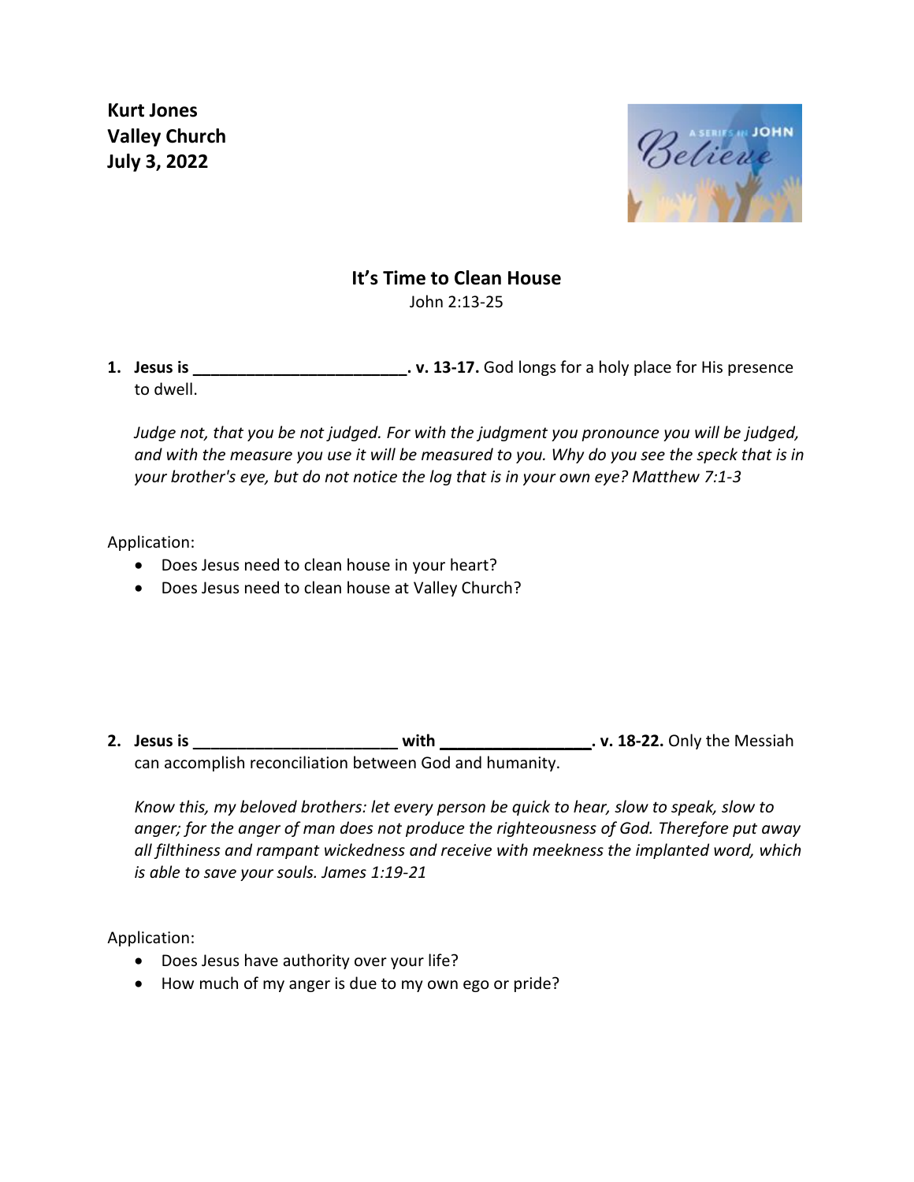**Kurt Jones**
**Valley Church**
**July 3, 2022**

## It's Time to Clean House

John 2:13-25

1. **Jesus is ________________________. v. 13-17.** God longs for a holy place for His presence to dwell.

   *Judge not, that you be not judged. For with the judgment you pronounce you will be judged, and with the measure you use it will be measured to you. Why do you see the speck that is in your brother's eye, but do not notice the log that is in your own eye? Matthew 7:1-3*

Application:

- Does Jesus need to clean house in your heart?
- Does Jesus need to clean house at Valley Church?

2. **Jesus is ______________________ with ________________. v. 18-22.** Only the Messiah can accomplish reconciliation between God and humanity.

   *Know this, my beloved brothers: let every person be quick to hear, slow to speak, slow to anger; for the anger of man does not produce the righteousness of God. Therefore put away all filthiness and rampant wickedness and receive with meekness the implanted word, which is able to save your souls. James 1:19-21*

Application:

- Does Jesus have authority over your life?
- How much of my anger is due to my own ego or pride?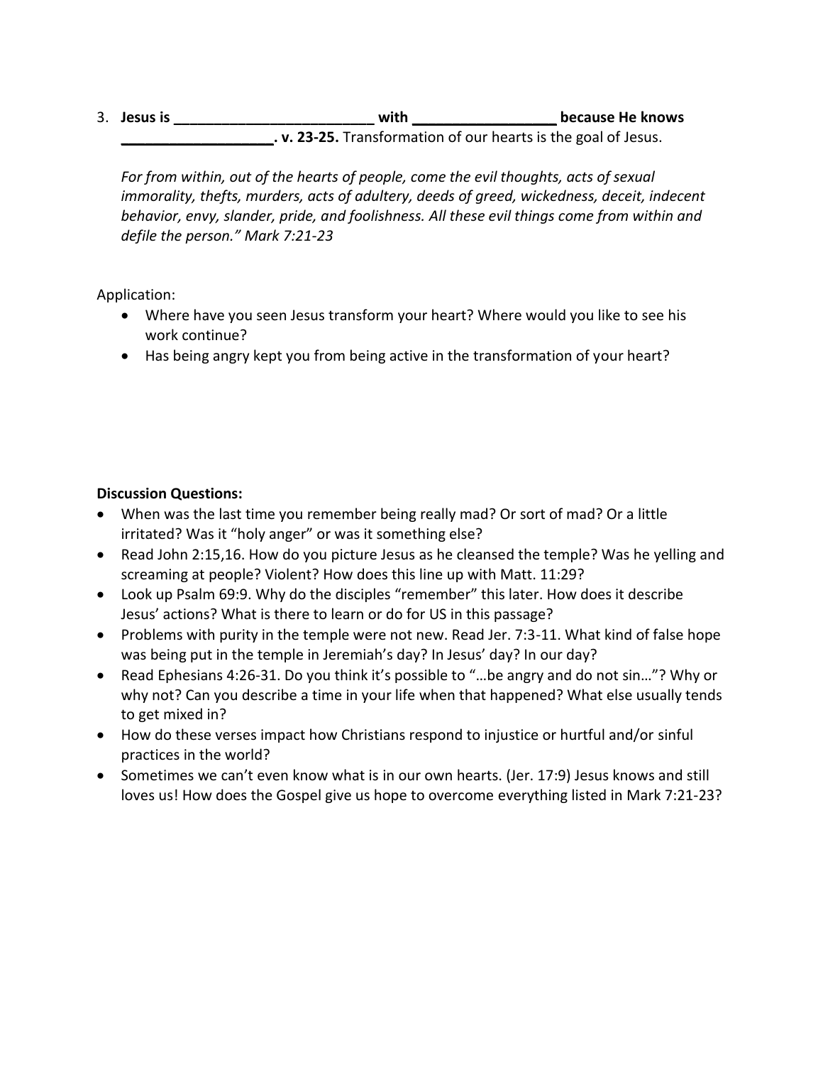3. **Jesus is ________________________ with _________________ because He knows __________________. v. 23-25.** Transformation of our hearts is the goal of Jesus.

   *For from within, out of the hearts of people, come the evil thoughts, acts of sexual immorality, thefts, murders, acts of adultery, deeds of greed, wickedness, deceit, indecent behavior, envy, slander, pride, and foolishness. All these evil things come from within and defile the person." Mark 7:21-23*

Application:

- Where have you seen Jesus transform your heart? Where would you like to see his work continue?
- Has being angry kept you from being active in the transformation of your heart?

**Discussion Questions:**

- When was the last time you remember being really mad? Or sort of mad? Or a little irritated? Was it "holy anger" or was it something else?
- Read John 2:15,16. How do you picture Jesus as he cleansed the temple? Was he yelling and screaming at people? Violent? How does this line up with Matt. 11:29?
- Look up Psalm 69:9. Why do the disciples "remember" this later. How does it describe Jesus' actions? What is there to learn or do for US in this passage?
- Problems with purity in the temple were not new. Read Jer. 7:3-11. What kind of false hope was being put in the temple in Jeremiah's day? In Jesus' day? In our day?
- Read Ephesians 4:26-31. Do you think it's possible to "…be angry and do not sin…"? Why or why not? Can you describe a time in your life when that happened? What else usually tends to get mixed in?
- How do these verses impact how Christians respond to injustice or hurtful and/or sinful practices in the world?
- Sometimes we can't even know what is in our own hearts. (Jer. 17:9) Jesus knows and still loves us! How does the Gospel give us hope to overcome everything listed in Mark 7:21-23?